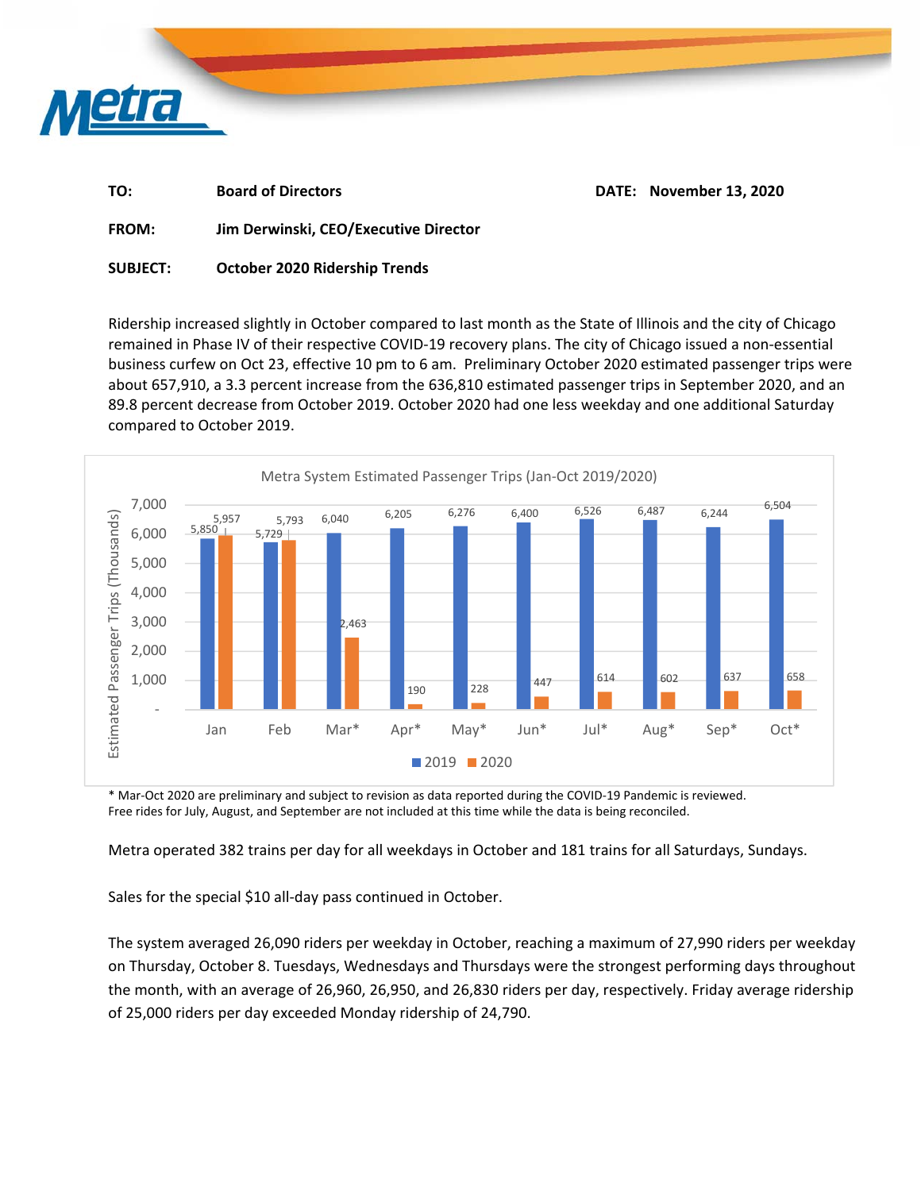**TO:** Board of Directors **DATE:** November 13, 2020

**FROM:** Jim Derwinski, CEO/Executive Director

**SUBJECT:** October 2020 Ridership Trends

Ridership increased slightly in October compared to last month as the State of Illinois and the city of Chicago remained in Phase IV of their respective COVID-19 recovery plans. The city of Chicago issued a non-essential business curfew on Oct 23, effective 10 pm to 6 am. Preliminary October 2020 estimated passenger trips were about 657,910, a 3.3 percent increase from the 636,810 estimated passenger trips in September 2020, and an 89.8 percent decrease from October 2019. October 2020 had one less weekday and one additional Saturday compared to October 2019.

**Metra System Estimated Passenger Trips (Jan-Oct 2019/2020)**

Estimated Passenger Trips (Thousands)

| Month | 2019 | 2020 |
|---|---|---|
| Jan | 5,850 | 5,957 |
| Feb | 5,729 | 5,793 |
| Mar* | 6,040 | 2,463 |
| Apr* | 6,205 | 190 |
| May* | 6,276 | 228 |
| Jun* | 6,400 | 447 |
| Jul* | 6,526 | 614 |
| Aug* | 6,487 | 602 |
| Sep* | 6,244 | 637 |
| Oct* | 6,504 | 658 |

\* Mar-Oct 2020 are preliminary and subject to revision as data reported during the COVID-19 Pandemic is reviewed. Free rides for July, August, and September are not included at this time while the data is being reconciled.

Metra operated 382 trains per day for all weekdays in October and 181 trains for all Saturdays, Sundays.

Sales for the special $10 all-day pass continued in October.

The system averaged 26,090 riders per weekday in October, reaching a maximum of 27,990 riders per weekday on Thursday, October 8. Tuesdays, Wednesdays and Thursdays were the strongest performing days throughout the month, with an average of 26,960, 26,950, and 26,830 riders per day, respectively. Friday average ridership of 25,000 riders per day exceeded Monday ridership of 24,790.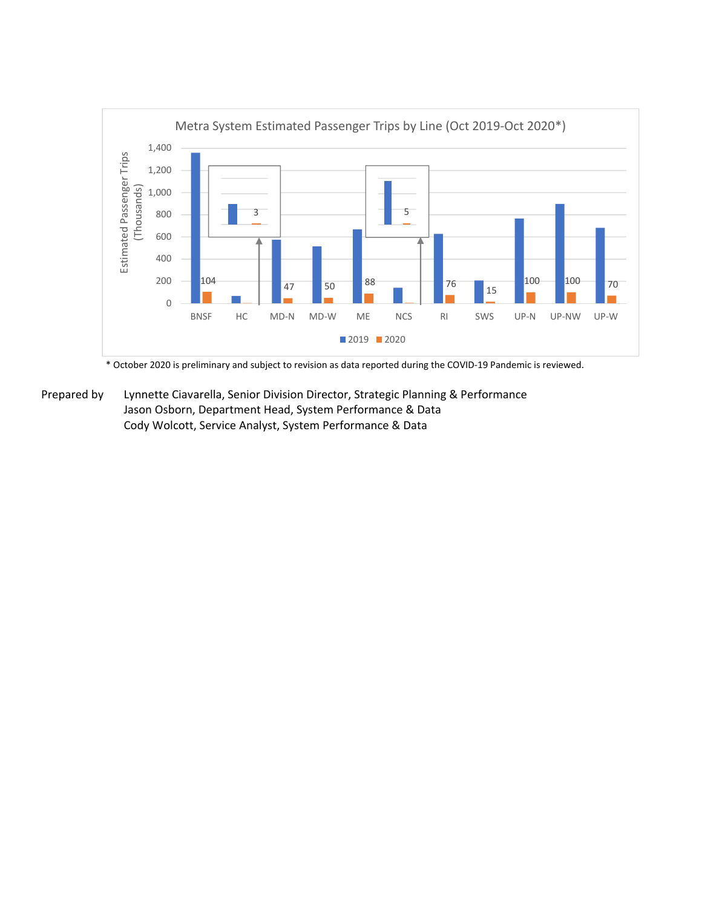Metra System Estimated Passenger Trips by Line (Oct 2019-Oct 2020*)

Estimated Passenger Trips (Thousands)

1,400
1,200
1,000
800
600
400
200
0

BNSF HC MD-N MD-W ME NCS RI SWS UP-N UP-NW UP-W

104 3 47 50 88 5 76 15 100 100 70

2019 2020

\* October 2020 is preliminary and subject to revision as data reported during the COVID-19 Pandemic is reviewed.

Prepared by Lynnette Ciavarella, Senior Division Director, Strategic Planning & Performance
Jason Osborn, Department Head, System Performance & Data
Cody Wolcott, Service Analyst, System Performance & Data